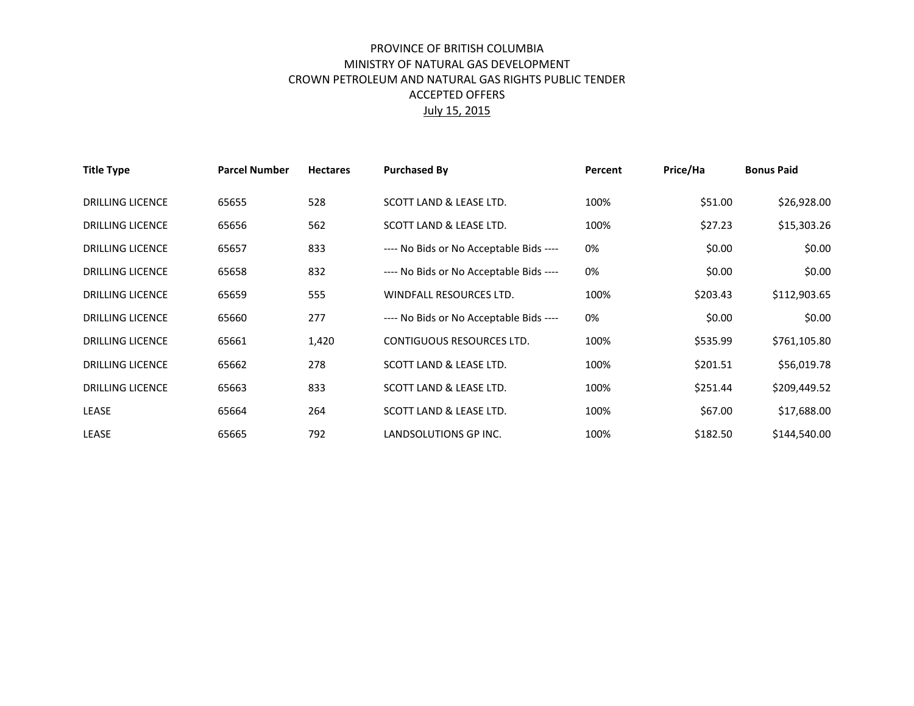# PROVINCE OF BRITISH COLUMBIA
## MINISTRY OF NATURAL GAS DEVELOPMENT
## CROWN PETROLEUM AND NATURAL GAS RIGHTS PUBLIC TENDER
## ACCEPTED OFFERS
## July 15, 2015

| Title Type | Parcel Number | Hectares | Purchased By | Percent | Price/Ha | Bonus Paid |
|---|---|---|---|---|---|---|
| DRILLING LICENCE | 65655 | 528 | SCOTT LAND & LEASE LTD. | 100% | $51.00 | $26,928.00 |
| DRILLING LICENCE | 65656 | 562 | SCOTT LAND & LEASE LTD. | 100% | $27.23 | $15,303.26 |
| DRILLING LICENCE | 65657 | 833 | ---- No Bids or No Acceptable Bids ---- | 0% | $0.00 | $0.00 |
| DRILLING LICENCE | 65658 | 832 | ---- No Bids or No Acceptable Bids ---- | 0% | $0.00 | $0.00 |
| DRILLING LICENCE | 65659 | 555 | WINDFALL RESOURCES LTD. | 100% | $203.43 | $112,903.65 |
| DRILLING LICENCE | 65660 | 277 | ---- No Bids or No Acceptable Bids ---- | 0% | $0.00 | $0.00 |
| DRILLING LICENCE | 65661 | 1,420 | CONTIGUOUS RESOURCES LTD. | 100% | $535.99 | $761,105.80 |
| DRILLING LICENCE | 65662 | 278 | SCOTT LAND & LEASE LTD. | 100% | $201.51 | $56,019.78 |
| DRILLING LICENCE | 65663 | 833 | SCOTT LAND & LEASE LTD. | 100% | $251.44 | $209,449.52 |
| LEASE | 65664 | 264 | SCOTT LAND & LEASE LTD. | 100% | $67.00 | $17,688.00 |
| LEASE | 65665 | 792 | LANDSOLUTIONS GP INC. | 100% | $182.50 | $144,540.00 |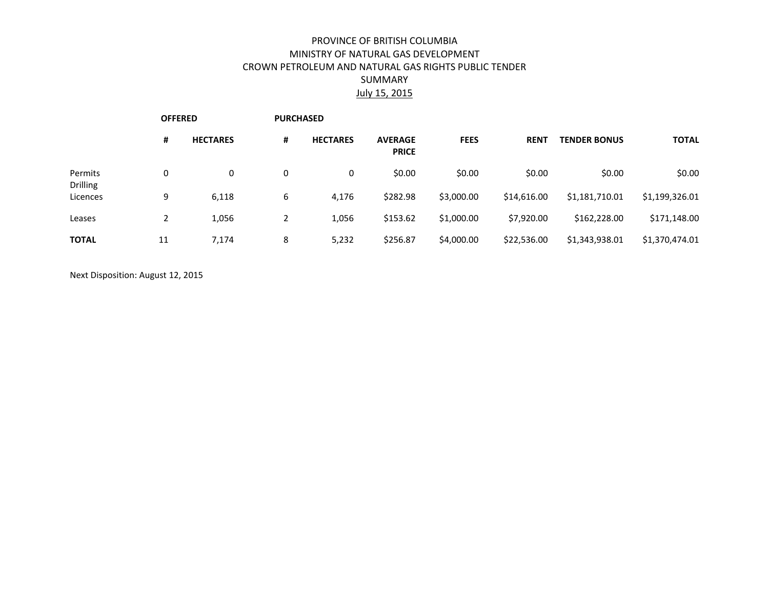# PROVINCE OF BRITISH COLUMBIA
## MINISTRY OF NATURAL GAS DEVELOPMENT
## CROWN PETROLEUM AND NATURAL GAS RIGHTS PUBLIC TENDER
## SUMMARY
## July 15, 2015

| | OFFERED | | PURCHASED | | | | | | |
|---|---|---|---|---|---|---|---|---|---|
| | **#** | **HECTARES** | **#** | **HECTARES** | **AVERAGE PRICE** | **FEES** | **RENT** | **TENDER BONUS** | **TOTAL** |
| Permits | 0 | 0 | 0 | 0 | $0.00 | $0.00 | $0.00 | $0.00 | $0.00 |
| Drilling Licences | 9 | 6,118 | 6 | 4,176 | $282.98 | $3,000.00 | $14,616.00 | $1,181,710.01 | $1,199,326.01 |
| Leases | 2 | 1,056 | 2 | 1,056 | $153.62 | $1,000.00 | $7,920.00 | $162,228.00 | $171,148.00 |
| **TOTAL** | 11 | 7,174 | 8 | 5,232 | $256.87 | $4,000.00 | $22,536.00 | $1,343,938.01 | $1,370,474.01 |

Next Disposition: August 12, 2015